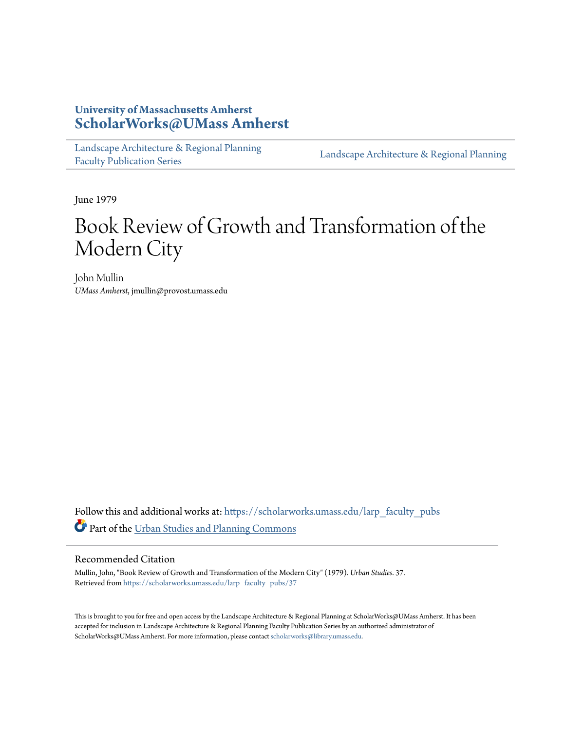University of Massachusetts Amherst
**ScholarWorks@UMass Amherst**

Landscape Architecture & Regional Planning Faculty Publication Series | Landscape Architecture & Regional Planning

June 1979

# Book Review of Growth and Transformation of the Modern City

John Mullin
*UMass Amherst*, jmullin@provost.umass.edu

Follow this and additional works at: https://scholarworks.umass.edu/larp_faculty_pubs

Part of the Urban Studies and Planning Commons

## Recommended Citation

Mullin, John, "Book Review of Growth and Transformation of the Modern City" (1979). *Urban Studies*. 37.
Retrieved from https://scholarworks.umass.edu/larp_faculty_pubs/37

This is brought to you for free and open access by the Landscape Architecture & Regional Planning at ScholarWorks@UMass Amherst. It has been accepted for inclusion in Landscape Architecture & Regional Planning Faculty Publication Series by an authorized administrator of ScholarWorks@UMass Amherst. For more information, please contact scholarworks@library.umass.edu.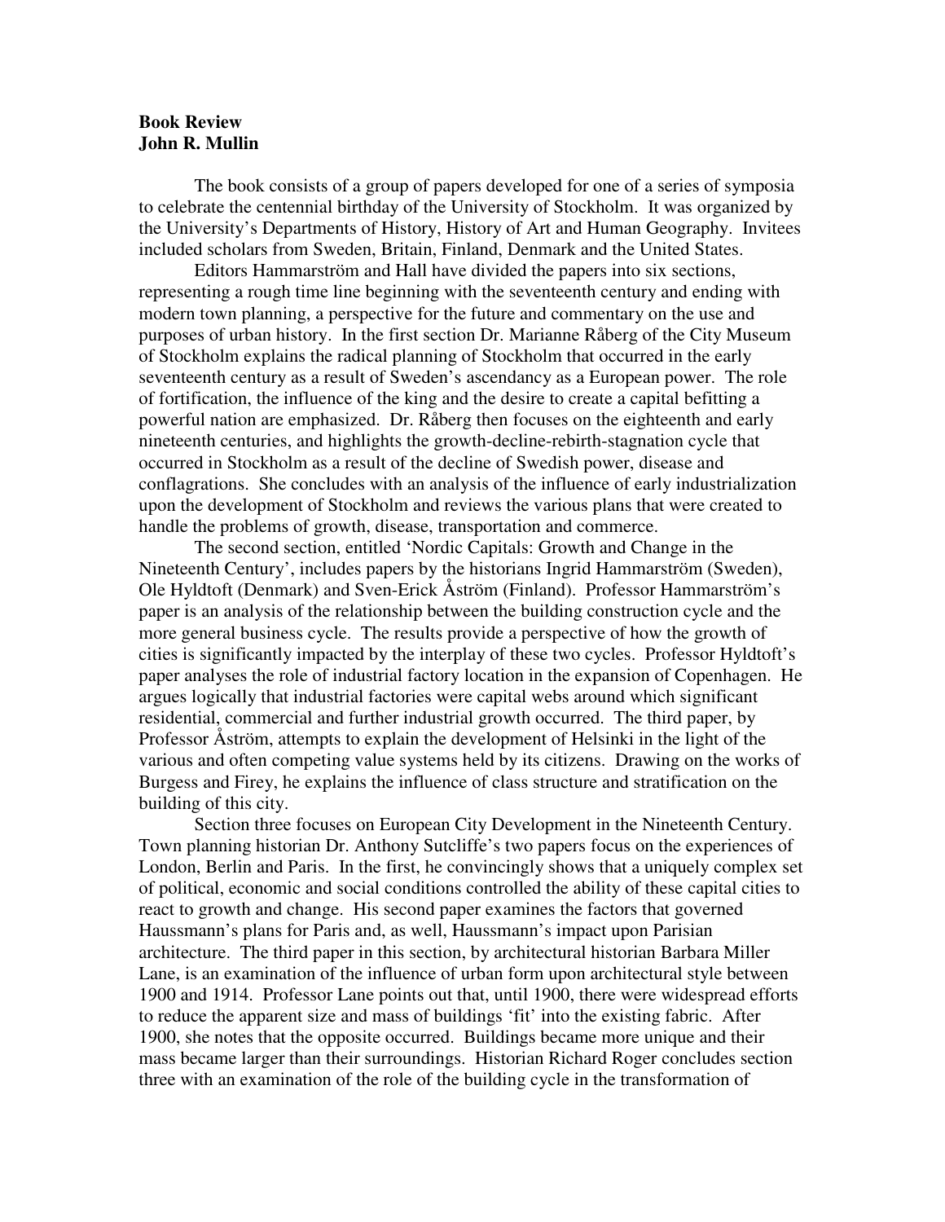**Book Review**
**John R. Mullin**

The book consists of a group of papers developed for one of a series of symposia to celebrate the centennial birthday of the University of Stockholm. It was organized by the University's Departments of History, History of Art and Human Geography. Invitees included scholars from Sweden, Britain, Finland, Denmark and the United States.

Editors Hammarström and Hall have divided the papers into six sections, representing a rough time line beginning with the seventeenth century and ending with modern town planning, a perspective for the future and commentary on the use and purposes of urban history. In the first section Dr. Marianne Råberg of the City Museum of Stockholm explains the radical planning of Stockholm that occurred in the early seventeenth century as a result of Sweden's ascendancy as a European power. The role of fortification, the influence of the king and the desire to create a capital befitting a powerful nation are emphasized. Dr. Råberg then focuses on the eighteenth and early nineteenth centuries, and highlights the growth-decline-rebirth-stagnation cycle that occurred in Stockholm as a result of the decline of Swedish power, disease and conflagrations. She concludes with an analysis of the influence of early industrialization upon the development of Stockholm and reviews the various plans that were created to handle the problems of growth, disease, transportation and commerce.

The second section, entitled 'Nordic Capitals: Growth and Change in the Nineteenth Century', includes papers by the historians Ingrid Hammarström (Sweden), Ole Hyldtoft (Denmark) and Sven-Erick Åström (Finland). Professor Hammarström's paper is an analysis of the relationship between the building construction cycle and the more general business cycle. The results provide a perspective of how the growth of cities is significantly impacted by the interplay of these two cycles. Professor Hyldtoft's paper analyses the role of industrial factory location in the expansion of Copenhagen. He argues logically that industrial factories were capital webs around which significant residential, commercial and further industrial growth occurred. The third paper, by Professor Åström, attempts to explain the development of Helsinki in the light of the various and often competing value systems held by its citizens. Drawing on the works of Burgess and Firey, he explains the influence of class structure and stratification on the building of this city.

Section three focuses on European City Development in the Nineteenth Century. Town planning historian Dr. Anthony Sutcliffe's two papers focus on the experiences of London, Berlin and Paris. In the first, he convincingly shows that a uniquely complex set of political, economic and social conditions controlled the ability of these capital cities to react to growth and change. His second paper examines the factors that governed Haussmann's plans for Paris and, as well, Haussmann's impact upon Parisian architecture. The third paper in this section, by architectural historian Barbara Miller Lane, is an examination of the influence of urban form upon architectural style between 1900 and 1914. Professor Lane points out that, until 1900, there were widespread efforts to reduce the apparent size and mass of buildings 'fit' into the existing fabric. After 1900, she notes that the opposite occurred. Buildings became more unique and their mass became larger than their surroundings. Historian Richard Roger concludes section three with an examination of the role of the building cycle in the transformation of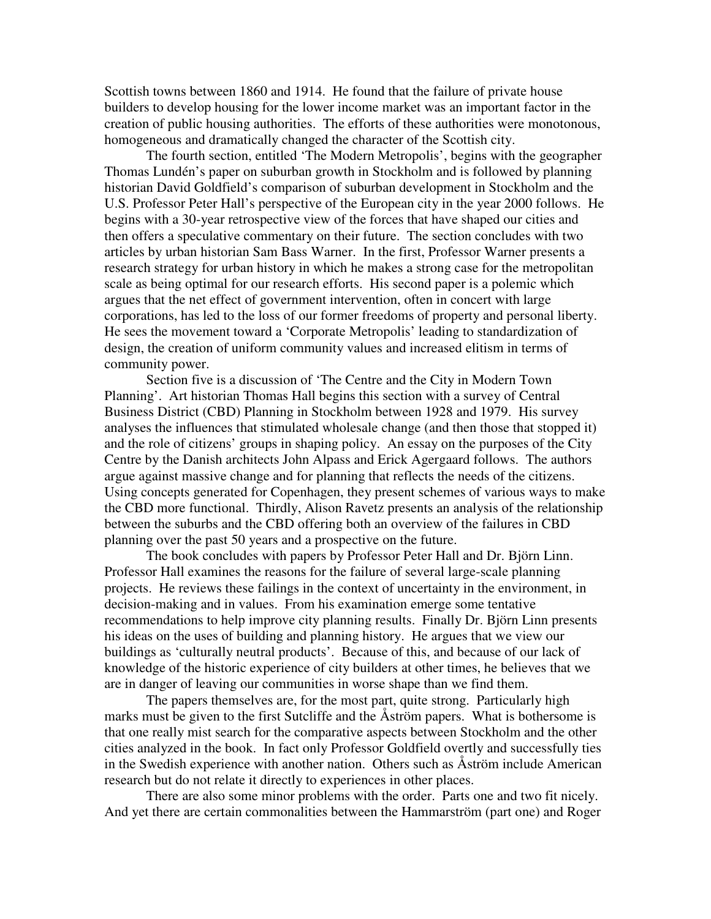Scottish towns between 1860 and 1914. He found that the failure of private house builders to develop housing for the lower income market was an important factor in the creation of public housing authorities. The efforts of these authorities were monotonous, homogeneous and dramatically changed the character of the Scottish city.

The fourth section, entitled 'The Modern Metropolis', begins with the geographer Thomas Lundén's paper on suburban growth in Stockholm and is followed by planning historian David Goldfield's comparison of suburban development in Stockholm and the U.S. Professor Peter Hall's perspective of the European city in the year 2000 follows. He begins with a 30-year retrospective view of the forces that have shaped our cities and then offers a speculative commentary on their future. The section concludes with two articles by urban historian Sam Bass Warner. In the first, Professor Warner presents a research strategy for urban history in which he makes a strong case for the metropolitan scale as being optimal for our research efforts. His second paper is a polemic which argues that the net effect of government intervention, often in concert with large corporations, has led to the loss of our former freedoms of property and personal liberty. He sees the movement toward a 'Corporate Metropolis' leading to standardization of design, the creation of uniform community values and increased elitism in terms of community power.

Section five is a discussion of 'The Centre and the City in Modern Town Planning'. Art historian Thomas Hall begins this section with a survey of Central Business District (CBD) Planning in Stockholm between 1928 and 1979. His survey analyses the influences that stimulated wholesale change (and then those that stopped it) and the role of citizens' groups in shaping policy. An essay on the purposes of the City Centre by the Danish architects John Alpass and Erick Agergaard follows. The authors argue against massive change and for planning that reflects the needs of the citizens. Using concepts generated for Copenhagen, they present schemes of various ways to make the CBD more functional. Thirdly, Alison Ravetz presents an analysis of the relationship between the suburbs and the CBD offering both an overview of the failures in CBD planning over the past 50 years and a prospective on the future.

The book concludes with papers by Professor Peter Hall and Dr. Björn Linn. Professor Hall examines the reasons for the failure of several large-scale planning projects. He reviews these failings in the context of uncertainty in the environment, in decision-making and in values. From his examination emerge some tentative recommendations to help improve city planning results. Finally Dr. Björn Linn presents his ideas on the uses of building and planning history. He argues that we view our buildings as 'culturally neutral products'. Because of this, and because of our lack of knowledge of the historic experience of city builders at other times, he believes that we are in danger of leaving our communities in worse shape than we find them.

The papers themselves are, for the most part, quite strong. Particularly high marks must be given to the first Sutcliffe and the Åström papers. What is bothersome is that one really mist search for the comparative aspects between Stockholm and the other cities analyzed in the book. In fact only Professor Goldfield overtly and successfully ties in the Swedish experience with another nation. Others such as Åström include American research but do not relate it directly to experiences in other places.

There are also some minor problems with the order. Parts one and two fit nicely. And yet there are certain commonalities between the Hammarström (part one) and Roger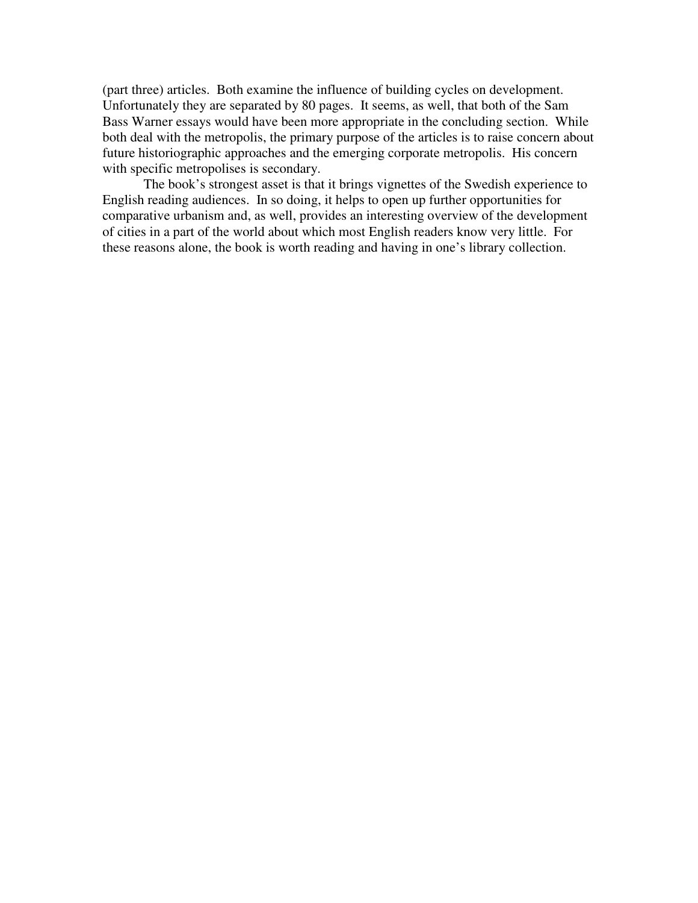(part three) articles. Both examine the influence of building cycles on development. Unfortunately they are separated by 80 pages. It seems, as well, that both of the Sam Bass Warner essays would have been more appropriate in the concluding section. While both deal with the metropolis, the primary purpose of the articles is to raise concern about future historiographic approaches and the emerging corporate metropolis. His concern with specific metropolises is secondary.

The book's strongest asset is that it brings vignettes of the Swedish experience to English reading audiences. In so doing, it helps to open up further opportunities for comparative urbanism and, as well, provides an interesting overview of the development of cities in a part of the world about which most English readers know very little. For these reasons alone, the book is worth reading and having in one's library collection.